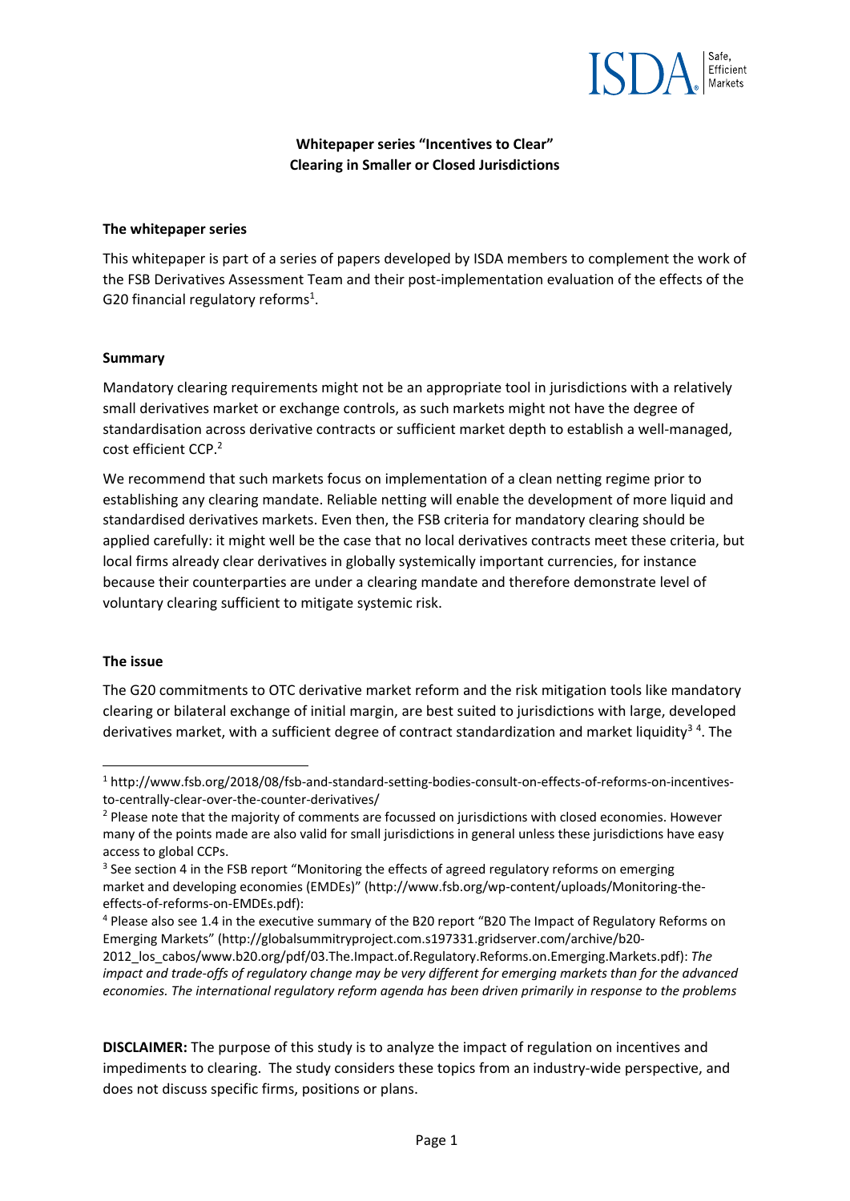**Whitepaper series "Incentives to Clear"**
**Clearing in Smaller or Closed Jurisdictions**

## The whitepaper series

This whitepaper is part of a series of papers developed by ISDA members to complement the work of the FSB Derivatives Assessment Team and their post-implementation evaluation of the effects of the G20 financial regulatory reforms[1].

## Summary

Mandatory clearing requirements might not be an appropriate tool in jurisdictions with a relatively small derivatives market or exchange controls, as such markets might not have the degree of standardisation across derivative contracts or sufficient market depth to establish a well-managed, cost efficient CCP.[2]

We recommend that such markets focus on implementation of a clean netting regime prior to establishing any clearing mandate. Reliable netting will enable the development of more liquid and standardised derivatives markets. Even then, the FSB criteria for mandatory clearing should be applied carefully: it might well be the case that no local derivatives contracts meet these criteria, but local firms already clear derivatives in globally systemically important currencies, for instance because their counterparties are under a clearing mandate and therefore demonstrate level of voluntary clearing sufficient to mitigate systemic risk.

## The issue

The G20 commitments to OTC derivative market reform and the risk mitigation tools like mandatory clearing or bilateral exchange of initial margin, are best suited to jurisdictions with large, developed derivatives market, with a sufficient degree of contract standardization and market liquidity[3] [4]. The

---

[1] http://www.fsb.org/2018/08/fsb-and-standard-setting-bodies-consult-on-effects-of-reforms-on-incentives-to-centrally-clear-over-the-counter-derivatives/

[2] Please note that the majority of comments are focussed on jurisdictions with closed economies. However many of the points made are also valid for small jurisdictions in general unless these jurisdictions have easy access to global CCPs.

[3] See section 4 in the FSB report "Monitoring the effects of agreed regulatory reforms on emerging market and developing economies (EMDEs)" (http://www.fsb.org/wp-content/uploads/Monitoring-the-effects-of-reforms-on-EMDEs.pdf):

[4] Please also see 1.4 in the executive summary of the B20 report "B20 The Impact of Regulatory Reforms on Emerging Markets" (http://globalsummitryproject.com.s197331.gridserver.com/archive/b20-2012_los_cabos/www.b20.org/pdf/03.The.Impact.of.Regulatory.Reforms.on.Emerging.Markets.pdf): *The impact and trade-offs of regulatory change may be very different for emerging markets than for the advanced economies. The international regulatory reform agenda has been driven primarily in response to the problems*

**DISCLAIMER:** The purpose of this study is to analyze the impact of regulation on incentives and impediments to clearing. The study considers these topics from an industry-wide perspective, and does not discuss specific firms, positions or plans.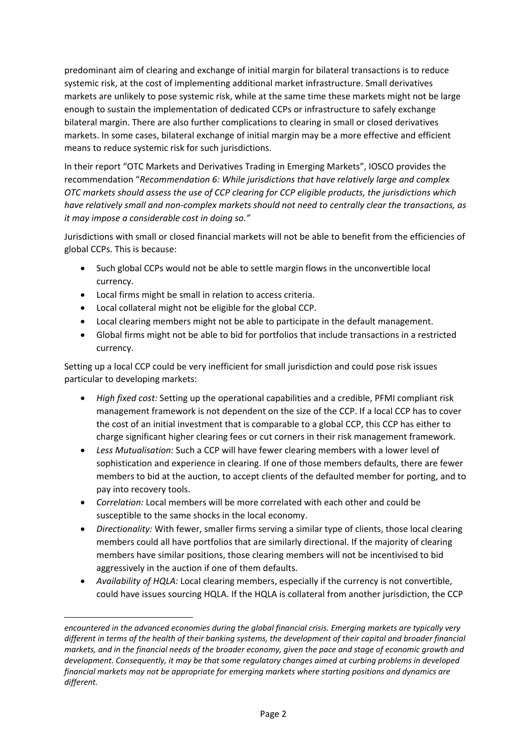predominant aim of clearing and exchange of initial margin for bilateral transactions is to reduce systemic risk, at the cost of implementing additional market infrastructure. Small derivatives markets are unlikely to pose systemic risk, while at the same time these markets might not be large enough to sustain the implementation of dedicated CCPs or infrastructure to safely exchange bilateral margin. There are also further complications to clearing in small or closed derivatives markets. In some cases, bilateral exchange of initial margin may be a more effective and efficient means to reduce systemic risk for such jurisdictions.

In their report "OTC Markets and Derivatives Trading in Emerging Markets", IOSCO provides the recommendation "*Recommendation 6: While jurisdictions that have relatively large and complex OTC markets should assess the use of CCP clearing for CCP eligible products, the jurisdictions which have relatively small and non-complex markets should not need to centrally clear the transactions, as it may impose a considerable cost in doing so.*"

Jurisdictions with small or closed financial markets will not be able to benefit from the efficiencies of global CCPs. This is because:

- Such global CCPs would not be able to settle margin flows in the unconvertible local currency.
- Local firms might be small in relation to access criteria.
- Local collateral might not be eligible for the global CCP.
- Local clearing members might not be able to participate in the default management.
- Global firms might not be able to bid for portfolios that include transactions in a restricted currency.

Setting up a local CCP could be very inefficient for small jurisdiction and could pose risk issues particular to developing markets:

- *High fixed cost:* Setting up the operational capabilities and a credible, PFMI compliant risk management framework is not dependent on the size of the CCP. If a local CCP has to cover the cost of an initial investment that is comparable to a global CCP, this CCP has either to charge significant higher clearing fees or cut corners in their risk management framework.
- *Less Mutualisation:* Such a CCP will have fewer clearing members with a lower level of sophistication and experience in clearing. If one of those members defaults, there are fewer members to bid at the auction, to accept clients of the defaulted member for porting, and to pay into recovery tools.
- *Correlation:* Local members will be more correlated with each other and could be susceptible to the same shocks in the local economy.
- *Directionality:* With fewer, smaller firms serving a similar type of clients, those local clearing members could all have portfolios that are similarly directional. If the majority of clearing members have similar positions, those clearing members will not be incentivised to bid aggressively in the auction if one of them defaults.
- *Availability of HQLA:* Local clearing members, especially if the currency is not convertible, could have issues sourcing HQLA. If the HQLA is collateral from another jurisdiction, the CCP

*encountered in the advanced economies during the global financial crisis. Emerging markets are typically very different in terms of the health of their banking systems, the development of their capital and broader financial markets, and in the financial needs of the broader economy, given the pace and stage of economic growth and development. Consequently, it may be that some regulatory changes aimed at curbing problems in developed financial markets may not be appropriate for emerging markets where starting positions and dynamics are different.*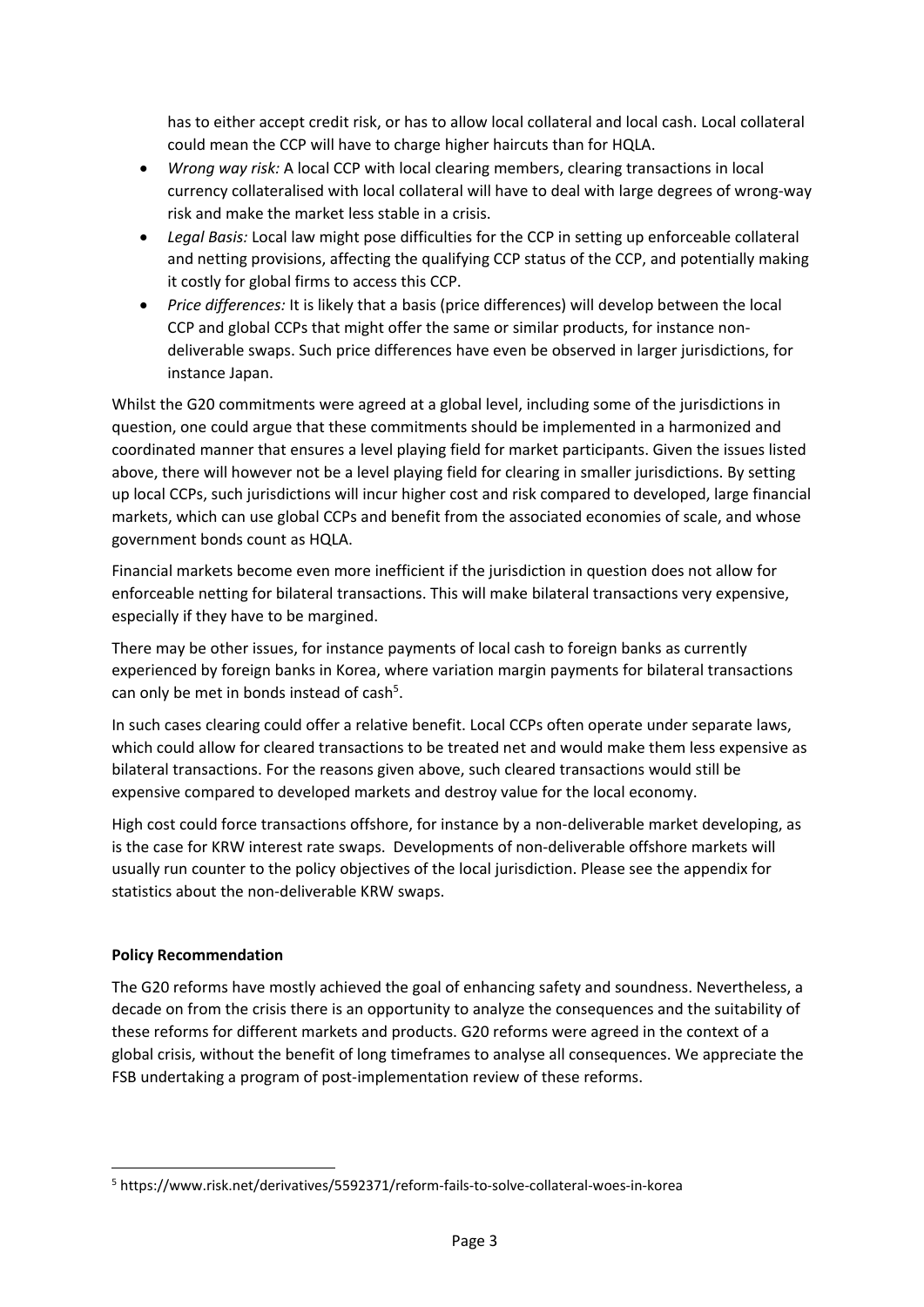has to either accept credit risk, or has to allow local collateral and local cash. Local collateral could mean the CCP will have to charge higher haircuts than for HQLA.

- *Wrong way risk:* A local CCP with local clearing members, clearing transactions in local currency collateralised with local collateral will have to deal with large degrees of wrong-way risk and make the market less stable in a crisis.
- *Legal Basis:* Local law might pose difficulties for the CCP in setting up enforceable collateral and netting provisions, affecting the qualifying CCP status of the CCP, and potentially making it costly for global firms to access this CCP.
- *Price differences:* It is likely that a basis (price differences) will develop between the local CCP and global CCPs that might offer the same or similar products, for instance non-deliverable swaps. Such price differences have even be observed in larger jurisdictions, for instance Japan.

Whilst the G20 commitments were agreed at a global level, including some of the jurisdictions in question, one could argue that these commitments should be implemented in a harmonized and coordinated manner that ensures a level playing field for market participants. Given the issues listed above, there will however not be a level playing field for clearing in smaller jurisdictions. By setting up local CCPs, such jurisdictions will incur higher cost and risk compared to developed, large financial markets, which can use global CCPs and benefit from the associated economies of scale, and whose government bonds count as HQLA.

Financial markets become even more inefficient if the jurisdiction in question does not allow for enforceable netting for bilateral transactions. This will make bilateral transactions very expensive, especially if they have to be margined.

There may be other issues, for instance payments of local cash to foreign banks as currently experienced by foreign banks in Korea, where variation margin payments for bilateral transactions can only be met in bonds instead of cash[5].

In such cases clearing could offer a relative benefit. Local CCPs often operate under separate laws, which could allow for cleared transactions to be treated net and would make them less expensive as bilateral transactions. For the reasons given above, such cleared transactions would still be expensive compared to developed markets and destroy value for the local economy.

High cost could force transactions offshore, for instance by a non-deliverable market developing, as is the case for KRW interest rate swaps. Developments of non-deliverable offshore markets will usually run counter to the policy objectives of the local jurisdiction. Please see the appendix for statistics about the non-deliverable KRW swaps.

**Policy Recommendation**

The G20 reforms have mostly achieved the goal of enhancing safety and soundness. Nevertheless, a decade on from the crisis there is an opportunity to analyze the consequences and the suitability of these reforms for different markets and products. G20 reforms were agreed in the context of a global crisis, without the benefit of long timeframes to analyse all consequences. We appreciate the FSB undertaking a program of post-implementation review of these reforms.

[5] https://www.risk.net/derivatives/5592371/reform-fails-to-solve-collateral-woes-in-korea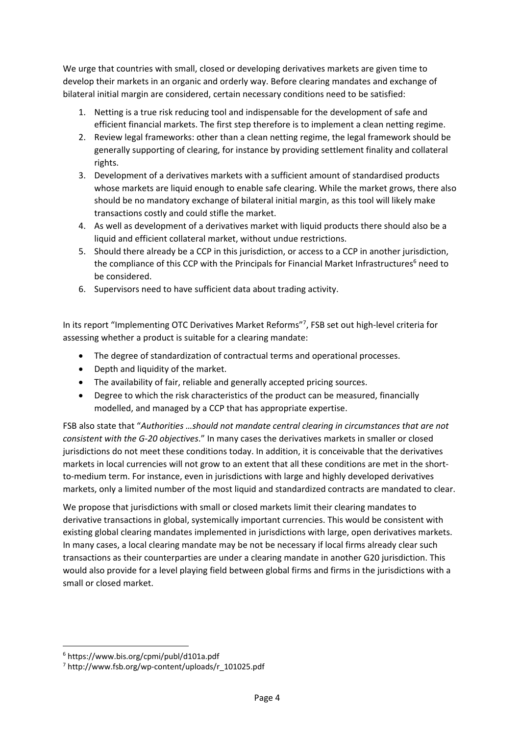We urge that countries with small, closed or developing derivatives markets are given time to develop their markets in an organic and orderly way. Before clearing mandates and exchange of bilateral initial margin are considered, certain necessary conditions need to be satisfied:

1. Netting is a true risk reducing tool and indispensable for the development of safe and efficient financial markets. The first step therefore is to implement a clean netting regime.
2. Review legal frameworks: other than a clean netting regime, the legal framework should be generally supporting of clearing, for instance by providing settlement finality and collateral rights.
3. Development of a derivatives markets with a sufficient amount of standardised products whose markets are liquid enough to enable safe clearing. While the market grows, there also should be no mandatory exchange of bilateral initial margin, as this tool will likely make transactions costly and could stifle the market.
4. As well as development of a derivatives market with liquid products there should also be a liquid and efficient collateral market, without undue restrictions.
5. Should there already be a CCP in this jurisdiction, or access to a CCP in another jurisdiction, the compliance of this CCP with the Principals for Financial Market Infrastructures[6] need to be considered.
6. Supervisors need to have sufficient data about trading activity.

In its report "Implementing OTC Derivatives Market Reforms"[7], FSB set out high-level criteria for assessing whether a product is suitable for a clearing mandate:

- The degree of standardization of contractual terms and operational processes.
- Depth and liquidity of the market.
- The availability of fair, reliable and generally accepted pricing sources.
- Degree to which the risk characteristics of the product can be measured, financially modelled, and managed by a CCP that has appropriate expertise.

FSB also state that "*Authorities …should not mandate central clearing in circumstances that are not consistent with the G-20 objectives*." In many cases the derivatives markets in smaller or closed jurisdictions do not meet these conditions today. In addition, it is conceivable that the derivatives markets in local currencies will not grow to an extent that all these conditions are met in the short-to-medium term. For instance, even in jurisdictions with large and highly developed derivatives markets, only a limited number of the most liquid and standardized contracts are mandated to clear.

We propose that jurisdictions with small or closed markets limit their clearing mandates to derivative transactions in global, systemically important currencies. This would be consistent with existing global clearing mandates implemented in jurisdictions with large, open derivatives markets. In many cases, a local clearing mandate may be not be necessary if local firms already clear such transactions as their counterparties are under a clearing mandate in another G20 jurisdiction. This would also provide for a level playing field between global firms and firms in the jurisdictions with a small or closed market.

[6] https://www.bis.org/cpmi/publ/d101a.pdf

[7] http://www.fsb.org/wp-content/uploads/r_101025.pdf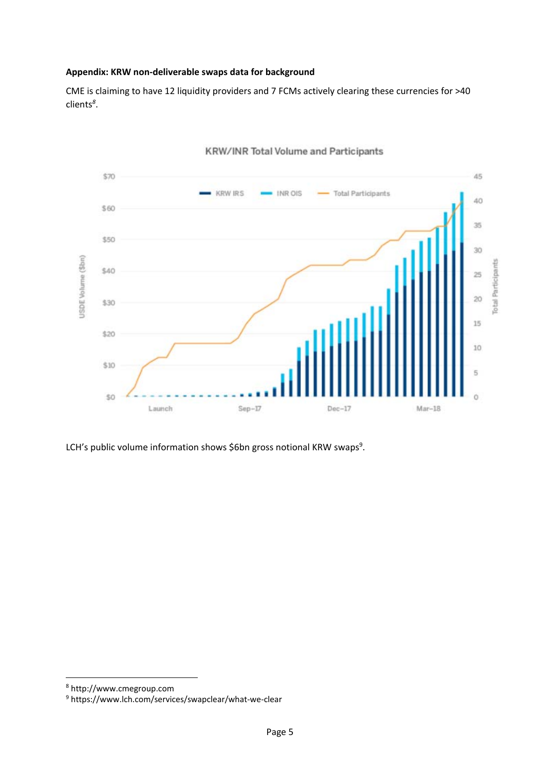**Appendix: KRW non-deliverable swaps data for background**

CME is claiming to have 12 liquidity providers and 7 FCMs actively clearing these currencies for >40 clients[8].

KRW/INR Total Volume and Participants

KRW IRS INR OIS Total Participants

USDE Volume ($bn)

$70 $60 $50 $40 $30 $20 $10 $0

Total Participants

45 40 35 30 25 20 15 10 5 0

Launch Sep-17 Dec-17 Mar-18

LCH's public volume information shows $6bn gross notional KRW swaps[9].

[8] http://www.cmegroup.com

[9] https://www.lch.com/services/swapclear/what-we-clear